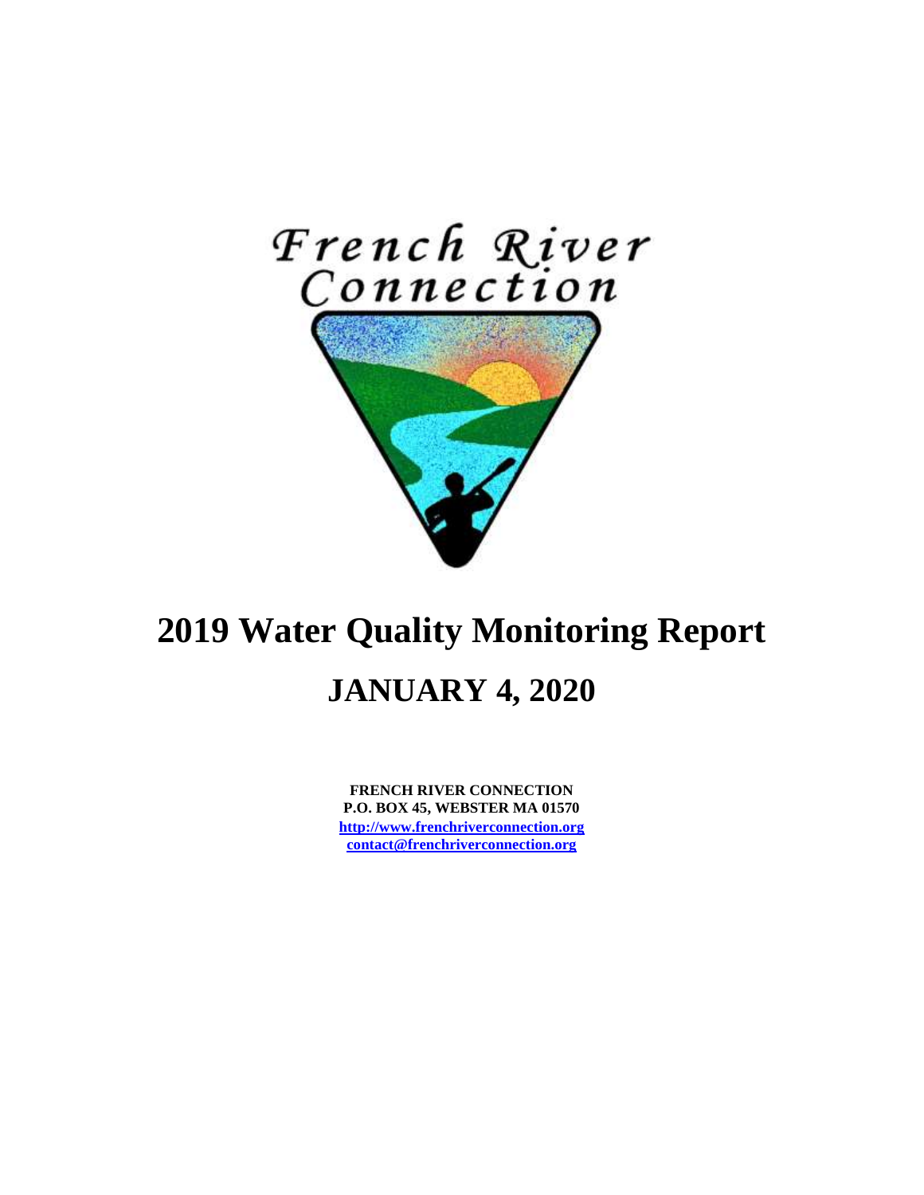French River Connection

# 2019 Water Quality Monitoring Report

## JANUARY 4, 2020

**FRENCH RIVER CONNECTION**
**P.O. BOX 45, WEBSTER MA 01570**
**http://www.frenchriverconnection.org**
**contact@frenchriverconnection.org**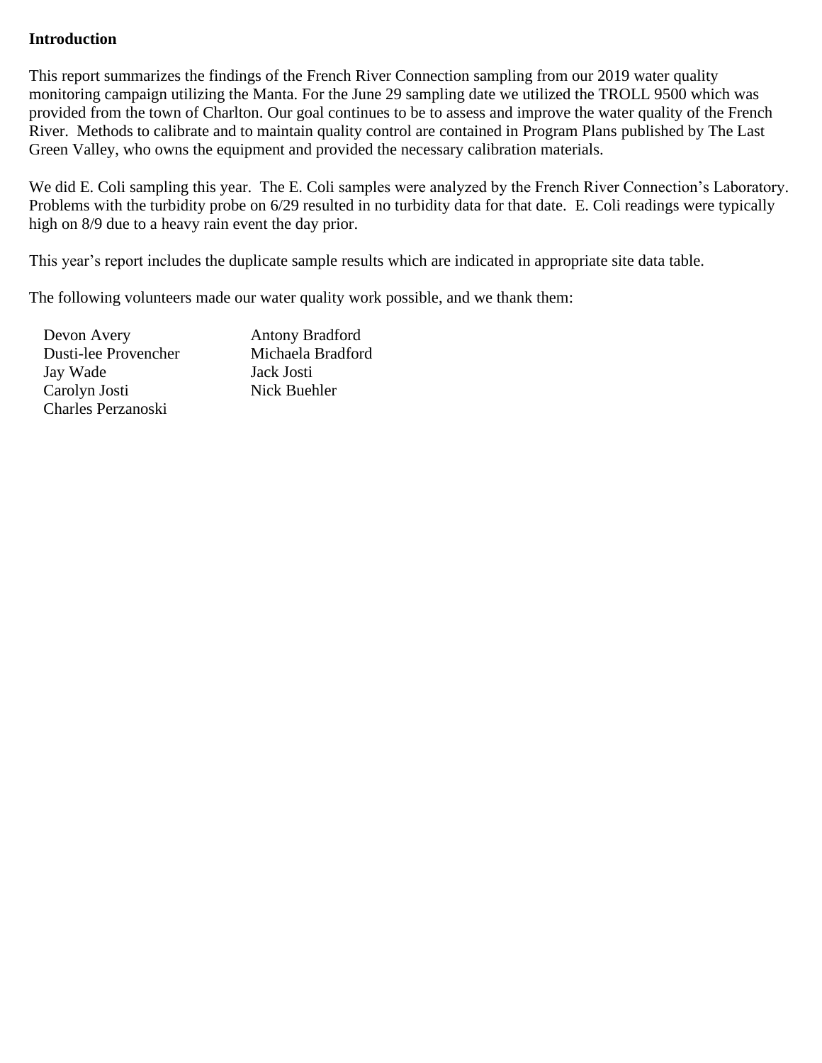**Introduction**

This report summarizes the findings of the French River Connection sampling from our 2019 water quality monitoring campaign utilizing the Manta. For the June 29 sampling date we utilized the TROLL 9500 which was provided from the town of Charlton. Our goal continues to be to assess and improve the water quality of the French River. Methods to calibrate and to maintain quality control are contained in Program Plans published by The Last Green Valley, who owns the equipment and provided the necessary calibration materials.

We did E. Coli sampling this year. The E. Coli samples were analyzed by the French River Connection's Laboratory. Problems with the turbidity probe on 6/29 resulted in no turbidity data for that date. E. Coli readings were typically high on 8/9 due to a heavy rain event the day prior.

This year's report includes the duplicate sample results which are indicated in appropriate site data table.

The following volunteers made our water quality work possible, and we thank them:

- Devon Avery
- Dusti-lee Provencher
- Jay Wade
- Carolyn Josti
- Charles Perzanoski
- Antony Bradford
- Michaela Bradford
- Jack Josti
- Nick Buehler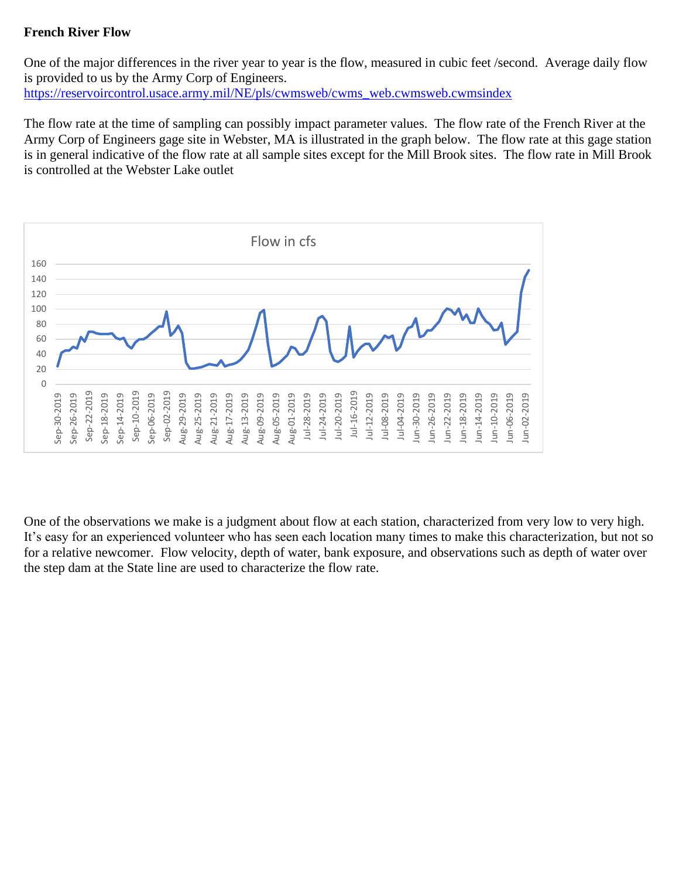**French River Flow**

One of the major differences in the river year to year is the flow, measured in cubic feet /second. Average daily flow is provided to us by the Army Corp of Engineers. https://reservoircontrol.usace.army.mil/NE/pls/cwmsweb/cwms_web.cwmsweb.cwmsindex

The flow rate at the time of sampling can possibly impact parameter values. The flow rate of the French River at the Army Corp of Engineers gage site in Webster, MA is illustrated in the graph below. The flow rate at this gage station is in general indicative of the flow rate at all sample sites except for the Mill Brook sites. The flow rate in Mill Brook is controlled at the Webster Lake outlet

One of the observations we make is a judgment about flow at each station, characterized from very low to very high. It's easy for an experienced volunteer who has seen each location many times to make this characterization, but not so for a relative newcomer. Flow velocity, depth of water, bank exposure, and observations such as depth of water over the step dam at the State line are used to characterize the flow rate.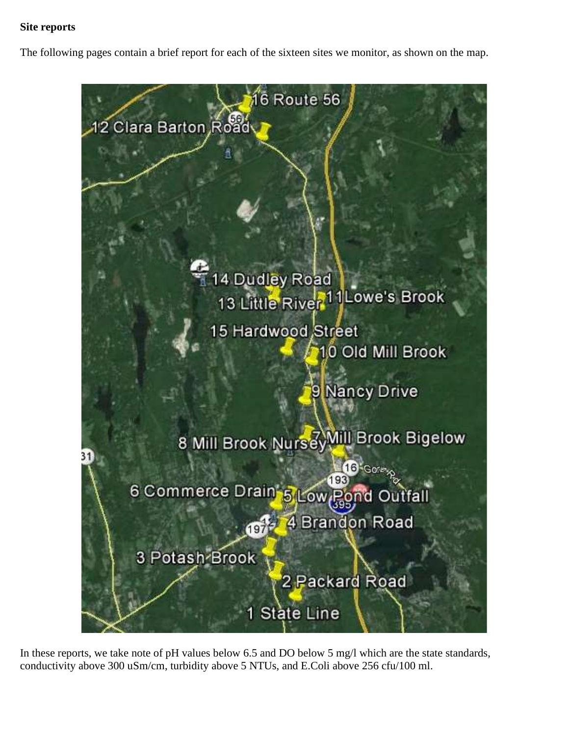**Site reports**

The following pages contain a brief report for each of the sixteen sites we monitor, as shown on the map.

In these reports, we take note of pH values below 6.5 and DO below 5 mg/l which are the state standards, conductivity above 300 uSm/cm, turbidity above 5 NTUs, and E.Coli above 256 cfu/100 ml.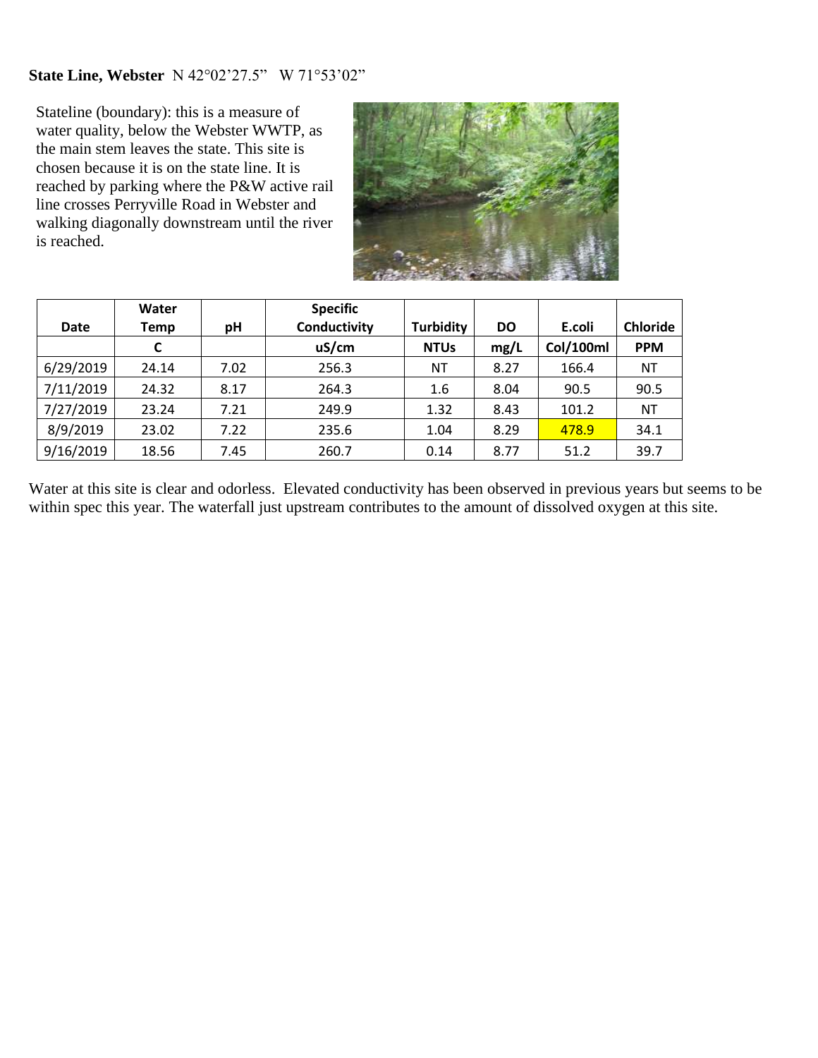**State Line, Webster** N 42°02'27.5" W 71°53'02"

Stateline (boundary): this is a measure of water quality, below the Webster WWTP, as the main stem leaves the state. This site is chosen because it is on the state line. It is reached by parking where the P&W active rail line crosses Perryville Road in Webster and walking diagonally downstream until the river is reached.

| Date | Water Temp | pH | Specific Conductivity | Turbidity | DO | E.coli | Chloride |
|---|---|---|---|---|---|---|---|
| | C | | uS/cm | NTUs | mg/L | Col/100ml | PPM |
| 6/29/2019 | 24.14 | 7.02 | 256.3 | NT | 8.27 | 166.4 | NT |
| 7/11/2019 | 24.32 | 8.17 | 264.3 | 1.6 | 8.04 | 90.5 | 90.5 |
| 7/27/2019 | 23.24 | 7.21 | 249.9 | 1.32 | 8.43 | 101.2 | NT |
| 8/9/2019 | 23.02 | 7.22 | 235.6 | 1.04 | 8.29 | 478.9 | 34.1 |
| 9/16/2019 | 18.56 | 7.45 | 260.7 | 0.14 | 8.77 | 51.2 | 39.7 |

Water at this site is clear and odorless. Elevated conductivity has been observed in previous years but seems to be within spec this year. The waterfall just upstream contributes to the amount of dissolved oxygen at this site.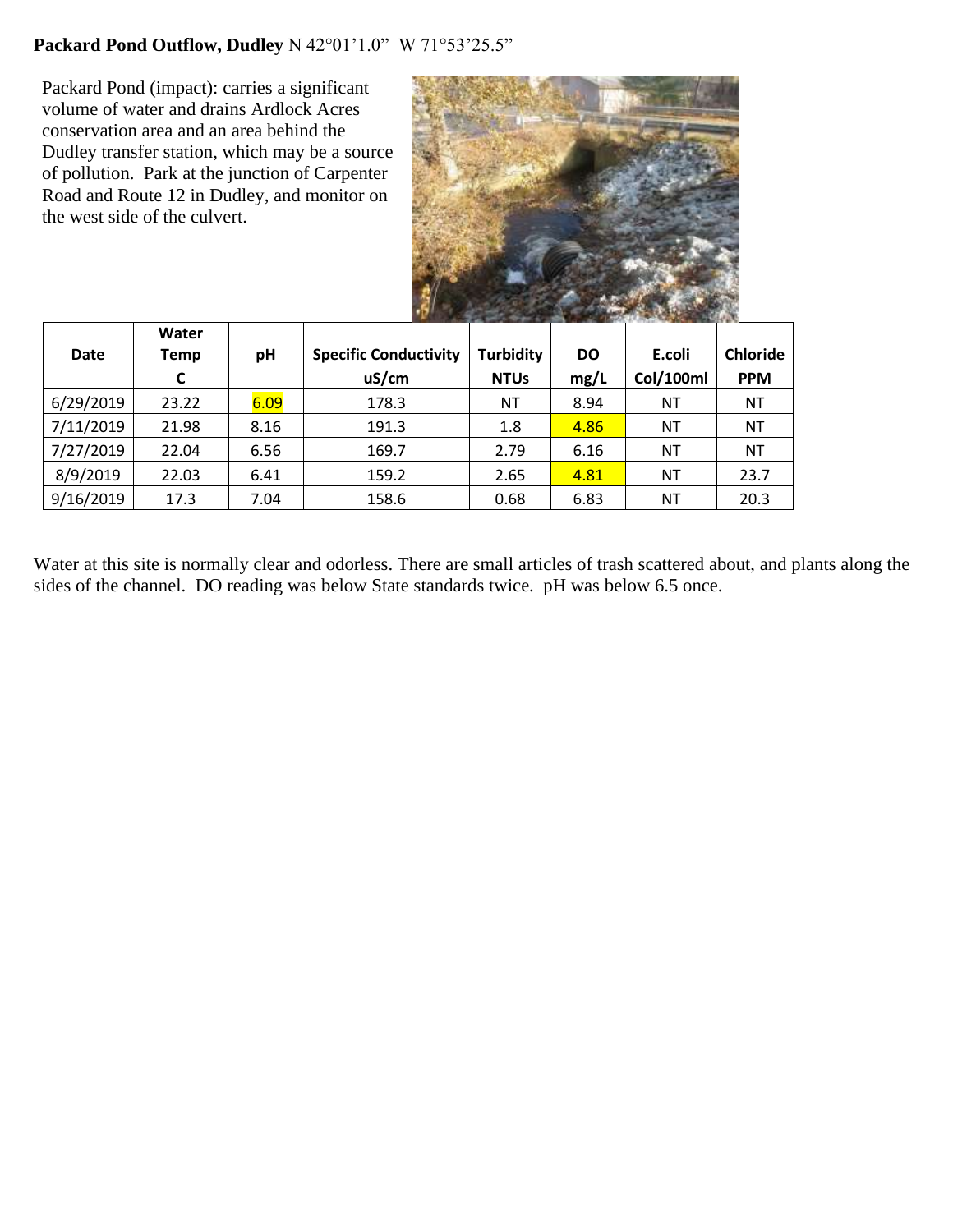**Packard Pond Outflow, Dudley** N 42°01'1.0" W 71°53'25.5"

Packard Pond (impact): carries a significant volume of water and drains Ardlock Acres conservation area and an area behind the Dudley transfer station, which may be a source of pollution. Park at the junction of Carpenter Road and Route 12 in Dudley, and monitor on the west side of the culvert.

| Date | Water Temp | pH | Specific Conductivity | Turbidity | DO | E.coli | Chloride |
|---|---|---|---|---|---|---|---|
| | C | | uS/cm | NTUs | mg/L | Col/100ml | PPM |
| 6/29/2019 | 23.22 | 6.09 | 178.3 | NT | 8.94 | NT | NT |
| 7/11/2019 | 21.98 | 8.16 | 191.3 | 1.8 | 4.86 | NT | NT |
| 7/27/2019 | 22.04 | 6.56 | 169.7 | 2.79 | 6.16 | NT | NT |
| 8/9/2019 | 22.03 | 6.41 | 159.2 | 2.65 | 4.81 | NT | 23.7 |
| 9/16/2019 | 17.3 | 7.04 | 158.6 | 0.68 | 6.83 | NT | 20.3 |

Water at this site is normally clear and odorless. There are small articles of trash scattered about, and plants along the sides of the channel. DO reading was below State standards twice. pH was below 6.5 once.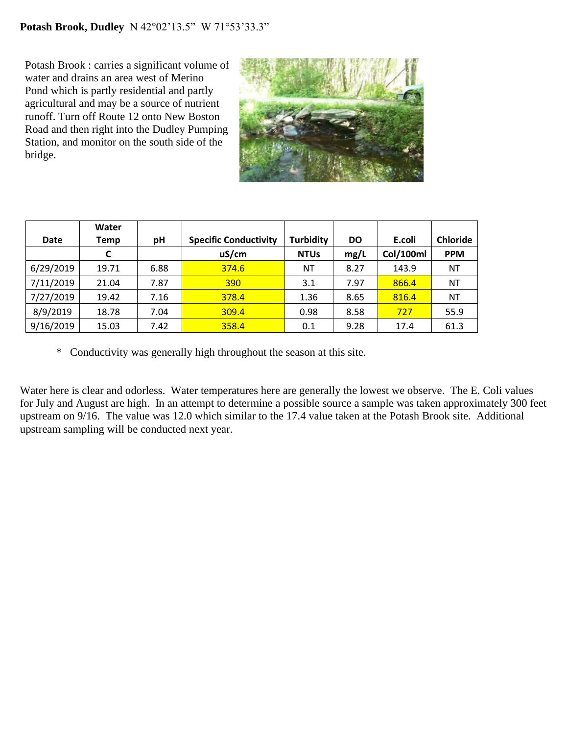**Potash Brook, Dudley** N 42°02’13.5” W 71°53’33.3”

Potash Brook : carries a significant volume of water and drains an area west of Merino Pond which is partly residential and partly agricultural and may be a source of nutrient runoff. Turn off Route 12 onto New Boston Road and then right into the Dudley Pumping Station, and monitor on the south side of the bridge.

| Date | Water Temp | pH | Specific Conductivity | Turbidity | DO | E.coli | Chloride |
|---|---|---|---|---|---|---|---|
| | C | | uS/cm | NTUs | mg/L | Col/100ml | PPM |
| 6/29/2019 | 19.71 | 6.88 | 374.6 | NT | 8.27 | 143.9 | NT |
| 7/11/2019 | 21.04 | 7.87 | 390 | 3.1 | 7.97 | 866.4 | NT |
| 7/27/2019 | 19.42 | 7.16 | 378.4 | 1.36 | 8.65 | 816.4 | NT |
| 8/9/2019 | 18.78 | 7.04 | 309.4 | 0.98 | 8.58 | 727 | 55.9 |
| 9/16/2019 | 15.03 | 7.42 | 358.4 | 0.1 | 9.28 | 17.4 | 61.3 |

* Conductivity was generally high throughout the season at this site.

Water here is clear and odorless. Water temperatures here are generally the lowest we observe. The E. Coli values for July and August are high. In an attempt to determine a possible source a sample was taken approximately 300 feet upstream on 9/16. The value was 12.0 which similar to the 17.4 value taken at the Potash Brook site. Additional upstream sampling will be conducted next year.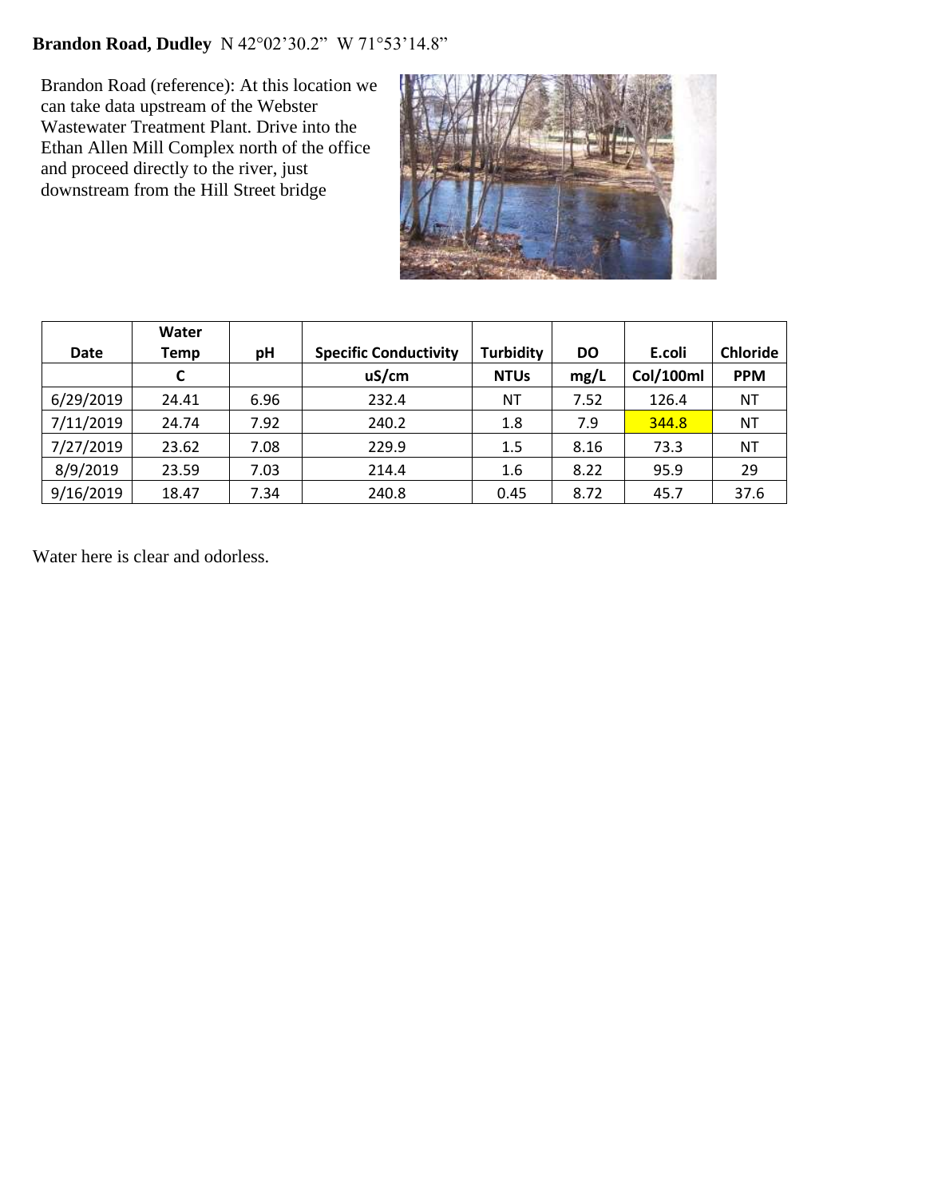**Brandon Road, Dudley** N 42°02'30.2" W 71°53'14.8"

Brandon Road (reference): At this location we can take data upstream of the Webster Wastewater Treatment Plant. Drive into the Ethan Allen Mill Complex north of the office and proceed directly to the river, just downstream from the Hill Street bridge

| Date | Water Temp | pH | Specific Conductivity | Turbidity | DO | E.coli | Chloride |
|---|---|---|---|---|---|---|---|
| | C | | uS/cm | NTUs | mg/L | Col/100ml | PPM |
| 6/29/2019 | 24.41 | 6.96 | 232.4 | NT | 7.52 | 126.4 | NT |
| 7/11/2019 | 24.74 | 7.92 | 240.2 | 1.8 | 7.9 | 344.8 | NT |
| 7/27/2019 | 23.62 | 7.08 | 229.9 | 1.5 | 8.16 | 73.3 | NT |
| 8/9/2019 | 23.59 | 7.03 | 214.4 | 1.6 | 8.22 | 95.9 | 29 |
| 9/16/2019 | 18.47 | 7.34 | 240.8 | 0.45 | 8.72 | 45.7 | 37.6 |

Water here is clear and odorless.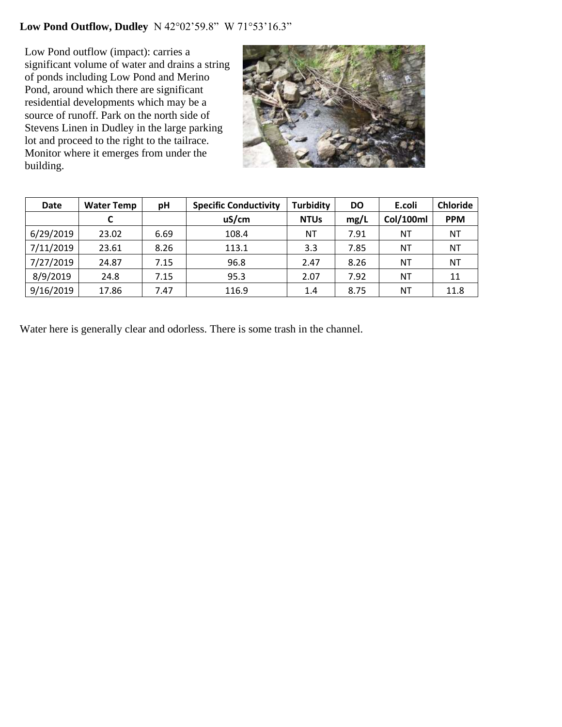**Low Pond Outflow, Dudley** N 42°02'59.8" W 71°53'16.3"

Low Pond outflow (impact): carries a significant volume of water and drains a string of ponds including Low Pond and Merino Pond, around which there are significant residential developments which may be a source of runoff. Park on the north side of Stevens Linen in Dudley in the large parking lot and proceed to the right to the tailrace. Monitor where it emerges from under the building.

| Date | Water Temp | pH | Specific Conductivity | Turbidity | DO | E.coli | Chloride |
|---|---|---|---|---|---|---|---|
| | C | | uS/cm | NTUs | mg/L | Col/100ml | PPM |
| 6/29/2019 | 23.02 | 6.69 | 108.4 | NT | 7.91 | NT | NT |
| 7/11/2019 | 23.61 | 8.26 | 113.1 | 3.3 | 7.85 | NT | NT |
| 7/27/2019 | 24.87 | 7.15 | 96.8 | 2.47 | 8.26 | NT | NT |
| 8/9/2019 | 24.8 | 7.15 | 95.3 | 2.07 | 7.92 | NT | 11 |
| 9/16/2019 | 17.86 | 7.47 | 116.9 | 1.4 | 8.75 | NT | 11.8 |

Water here is generally clear and odorless. There is some trash in the channel.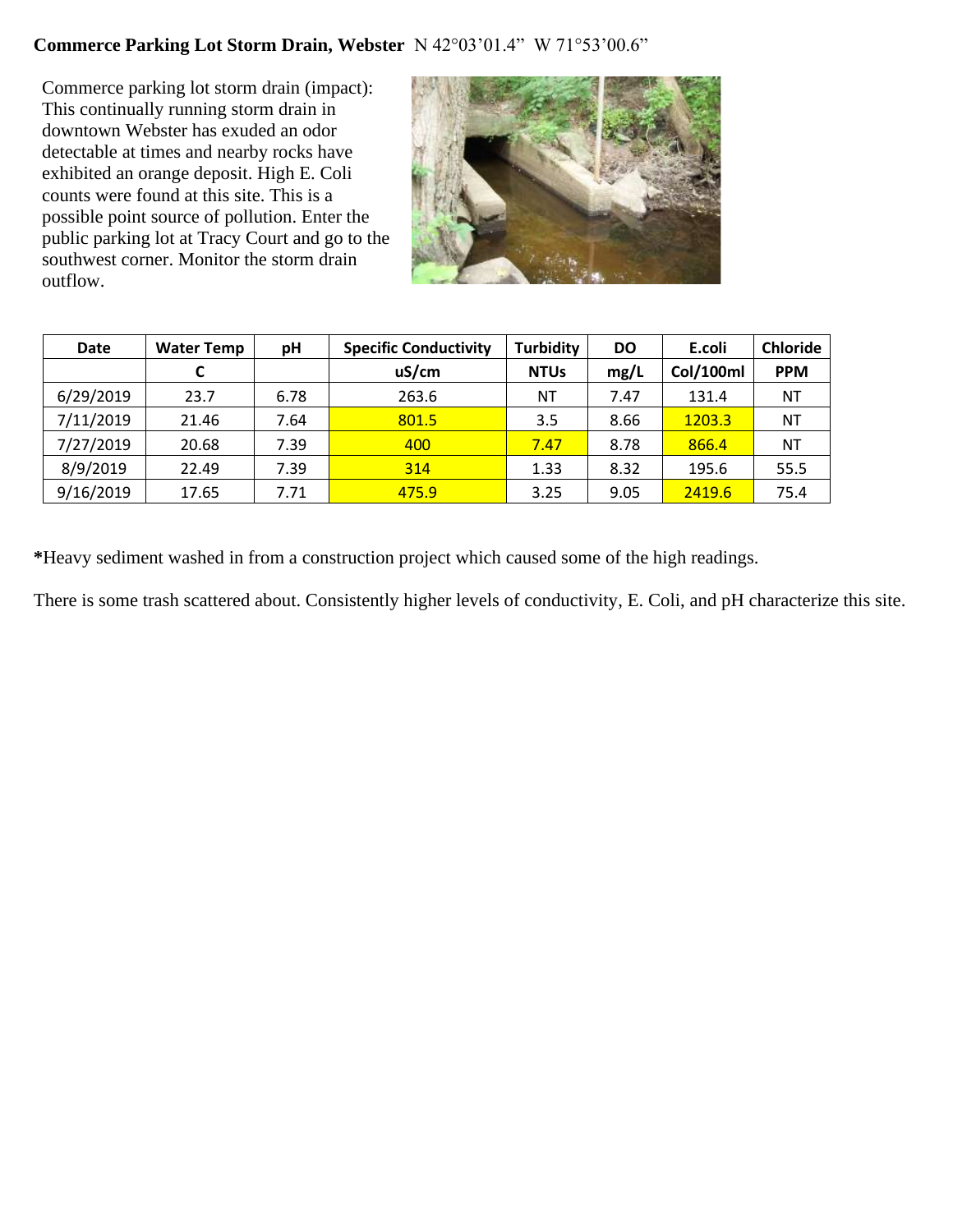**Commerce Parking Lot Storm Drain, Webster** N 42°03'01.4" W 71°53'00.6"

Commerce parking lot storm drain (impact): This continually running storm drain in downtown Webster has exuded an odor detectable at times and nearby rocks have exhibited an orange deposit. High E. Coli counts were found at this site. This is a possible point source of pollution. Enter the public parking lot at Tracy Court and go to the southwest corner. Monitor the storm drain outflow.

| Date | Water Temp | pH | Specific Conductivity | Turbidity | DO | E.coli | Chloride |
|---|---|---|---|---|---|---|---|
| | C | | uS/cm | NTUs | mg/L | Col/100ml | PPM |
| 6/29/2019 | 23.7 | 6.78 | 263.6 | NT | 7.47 | 131.4 | NT |
| 7/11/2019 | 21.46 | 7.64 | 801.5 | 3.5 | 8.66 | 1203.3 | NT |
| 7/27/2019 | 20.68 | 7.39 | 400 | 7.47 | 8.78 | 866.4 | NT |
| 8/9/2019 | 22.49 | 7.39 | 314 | 1.33 | 8.32 | 195.6 | 55.5 |
| 9/16/2019 | 17.65 | 7.71 | 475.9 | 3.25 | 9.05 | 2419.6 | 75.4 |

**\***Heavy sediment washed in from a construction project which caused some of the high readings.

There is some trash scattered about. Consistently higher levels of conductivity, E. Coli, and pH characterize this site.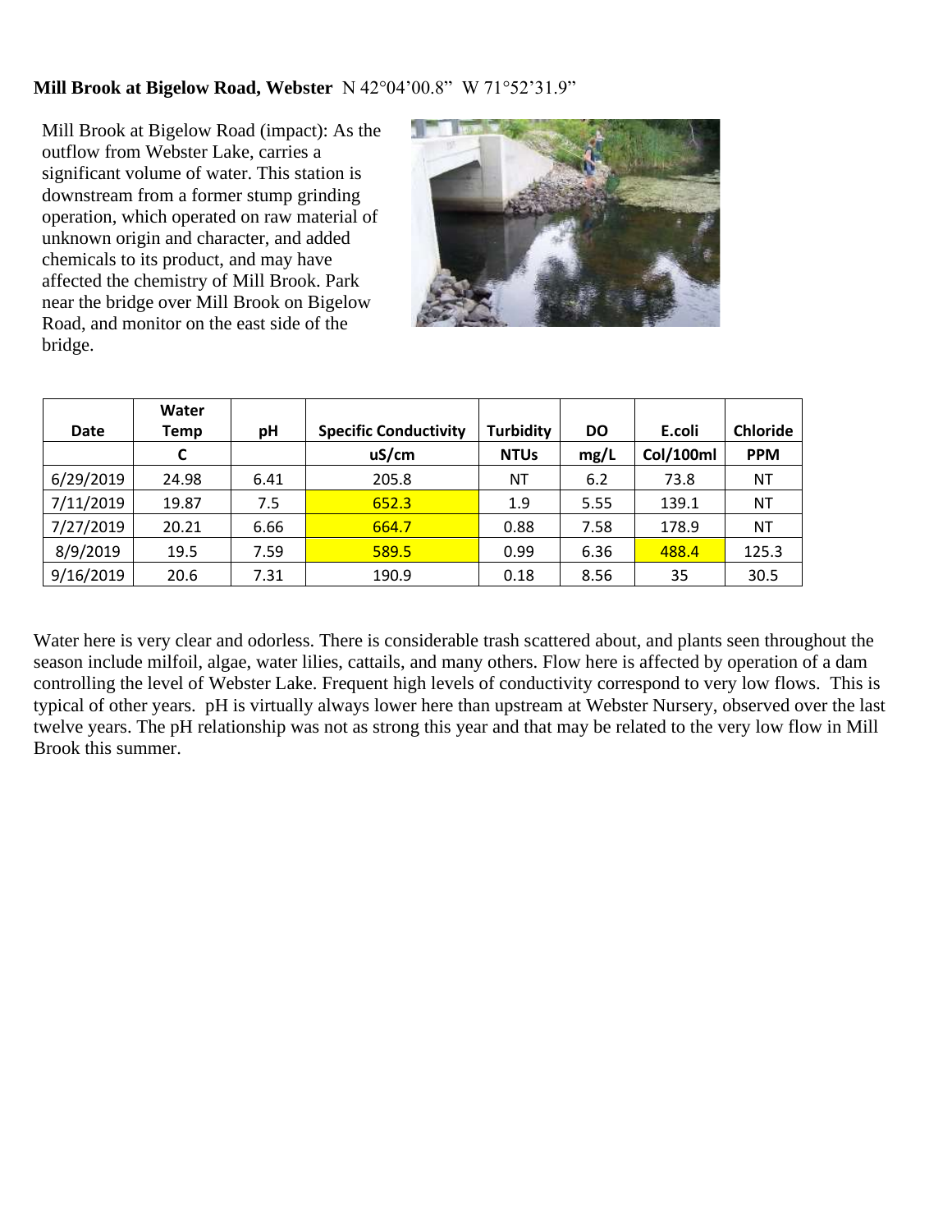**Mill Brook at Bigelow Road, Webster** N 42°04'00.8" W 71°52'31.9"

Mill Brook at Bigelow Road (impact): As the outflow from Webster Lake, carries a significant volume of water. This station is downstream from a former stump grinding operation, which operated on raw material of unknown origin and character, and added chemicals to its product, and may have affected the chemistry of Mill Brook. Park near the bridge over Mill Brook on Bigelow Road, and monitor on the east side of the bridge.

| Date | Water Temp | pH | Specific Conductivity | Turbidity | DO | E.coli | Chloride |
|---|---|---|---|---|---|---|---|
| | C | | uS/cm | NTUs | mg/L | Col/100ml | PPM |
| 6/29/2019 | 24.98 | 6.41 | 205.8 | NT | 6.2 | 73.8 | NT |
| 7/11/2019 | 19.87 | 7.5 | 652.3 | 1.9 | 5.55 | 139.1 | NT |
| 7/27/2019 | 20.21 | 6.66 | 664.7 | 0.88 | 7.58 | 178.9 | NT |
| 8/9/2019 | 19.5 | 7.59 | 589.5 | 0.99 | 6.36 | 488.4 | 125.3 |
| 9/16/2019 | 20.6 | 7.31 | 190.9 | 0.18 | 8.56 | 35 | 30.5 |

Water here is very clear and odorless. There is considerable trash scattered about, and plants seen throughout the season include milfoil, algae, water lilies, cattails, and many others. Flow here is affected by operation of a dam controlling the level of Webster Lake. Frequent high levels of conductivity correspond to very low flows. This is typical of other years. pH is virtually always lower here than upstream at Webster Nursery, observed over the last twelve years. The pH relationship was not as strong this year and that may be related to the very low flow in Mill Brook this summer.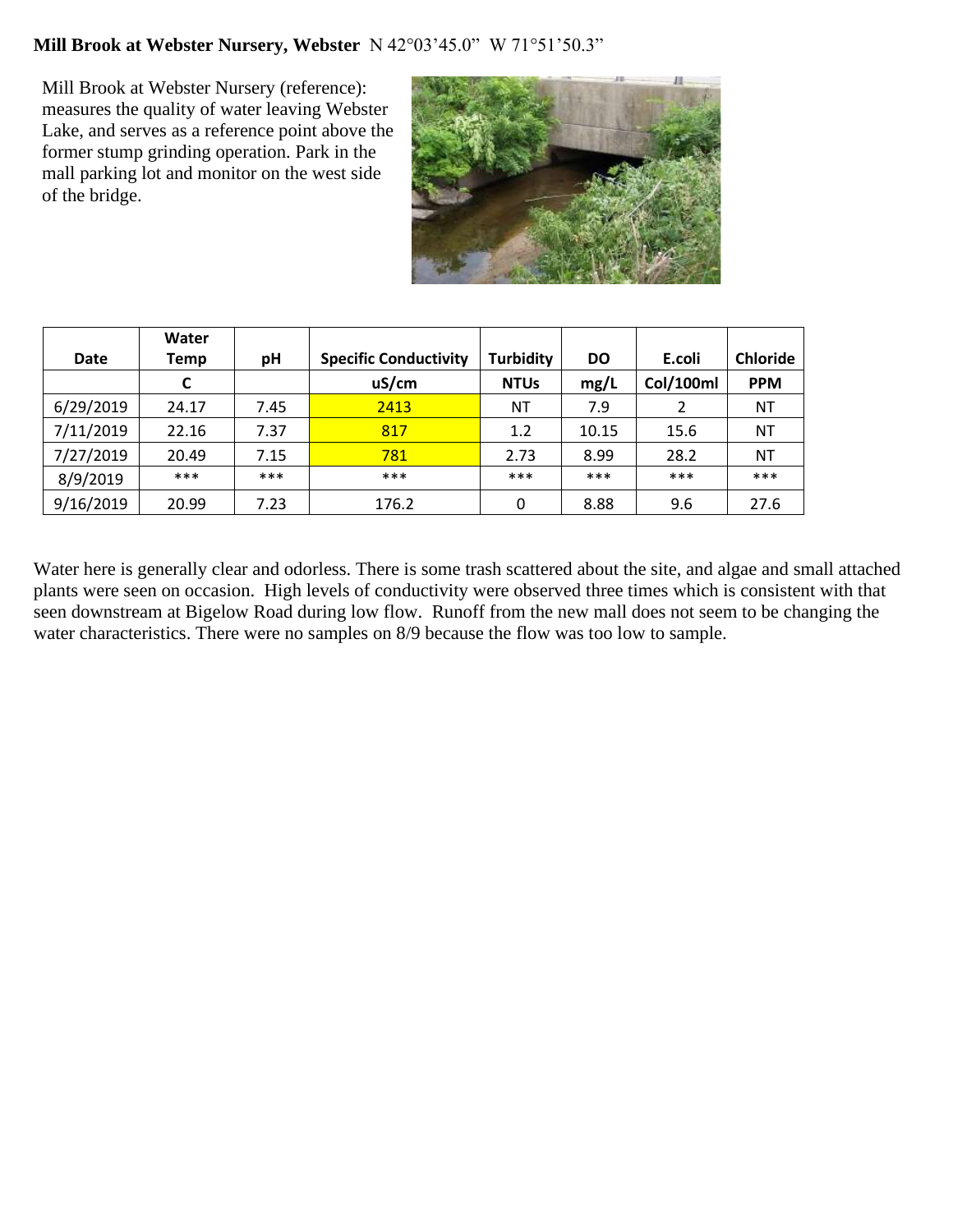**Mill Brook at Webster Nursery, Webster** N 42°03'45.0" W 71°51'50.3"

Mill Brook at Webster Nursery (reference): measures the quality of water leaving Webster Lake, and serves as a reference point above the former stump grinding operation. Park in the mall parking lot and monitor on the west side of the bridge.

| Date | Water Temp | pH | Specific Conductivity | Turbidity | DO | E.coli | Chloride |
|---|---|---|---|---|---|---|---|
| | C | | uS/cm | NTUs | mg/L | Col/100ml | PPM |
| 6/29/2019 | 24.17 | 7.45 | 2413 | NT | 7.9 | 2 | NT |
| 7/11/2019 | 22.16 | 7.37 | 817 | 1.2 | 10.15 | 15.6 | NT |
| 7/27/2019 | 20.49 | 7.15 | 781 | 2.73 | 8.99 | 28.2 | NT |
| 8/9/2019 | *** | *** | *** | *** | *** | *** | *** |
| 9/16/2019 | 20.99 | 7.23 | 176.2 | 0 | 8.88 | 9.6 | 27.6 |

Water here is generally clear and odorless. There is some trash scattered about the site, and algae and small attached plants were seen on occasion. High levels of conductivity were observed three times which is consistent with that seen downstream at Bigelow Road during low flow. Runoff from the new mall does not seem to be changing the water characteristics. There were no samples on 8/9 because the flow was too low to sample.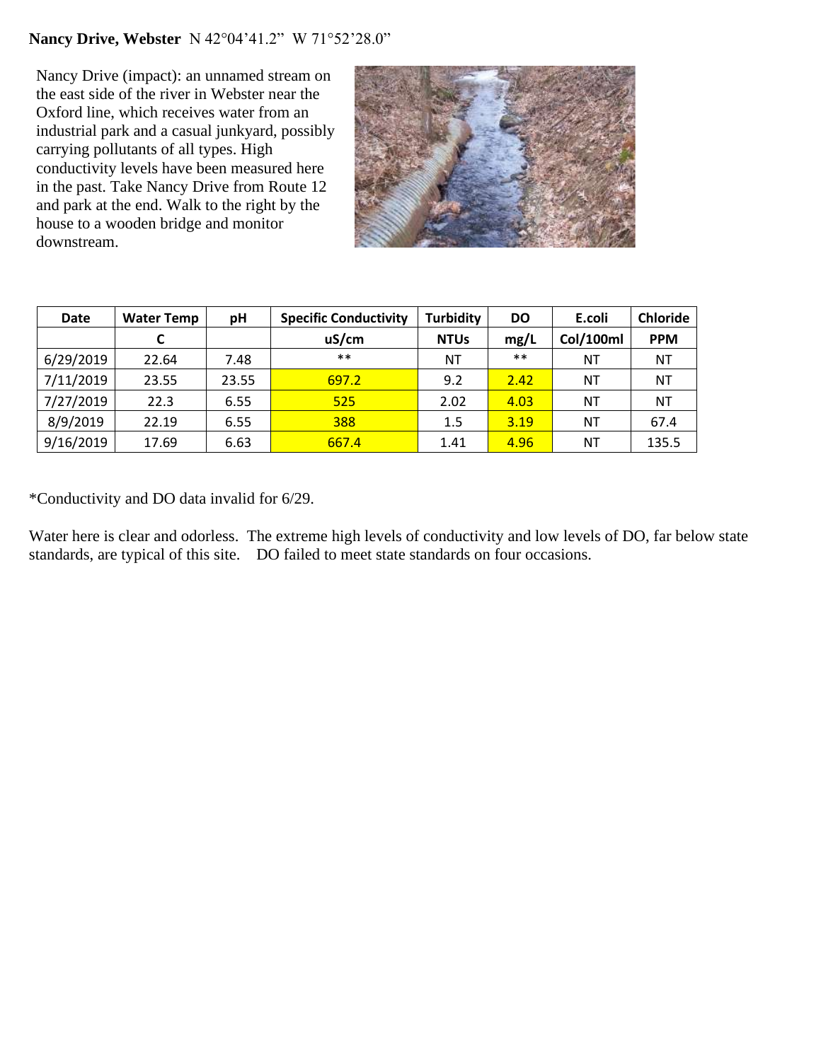**Nancy Drive, Webster** N 42°04'41.2" W 71°52'28.0"

Nancy Drive (impact): an unnamed stream on the east side of the river in Webster near the Oxford line, which receives water from an industrial park and a casual junkyard, possibly carrying pollutants of all types. High conductivity levels have been measured here in the past. Take Nancy Drive from Route 12 and park at the end. Walk to the right by the house to a wooden bridge and monitor downstream.

| Date | Water Temp | pH | Specific Conductivity | Turbidity | DO | E.coli | Chloride |
|---|---|---|---|---|---|---|---|
| | C | | uS/cm | NTUs | mg/L | Col/100ml | PPM |
| 6/29/2019 | 22.64 | 7.48 | ** | NT | ** | NT | NT |
| 7/11/2019 | 23.55 | 23.55 | 697.2 | 9.2 | 2.42 | NT | NT |
| 7/27/2019 | 22.3 | 6.55 | 525 | 2.02 | 4.03 | NT | NT |
| 8/9/2019 | 22.19 | 6.55 | 388 | 1.5 | 3.19 | NT | 67.4 |
| 9/16/2019 | 17.69 | 6.63 | 667.4 | 1.41 | 4.96 | NT | 135.5 |

*Conductivity and DO data invalid for 6/29.

Water here is clear and odorless. The extreme high levels of conductivity and low levels of DO, far below state standards, are typical of this site. DO failed to meet state standards on four occasions.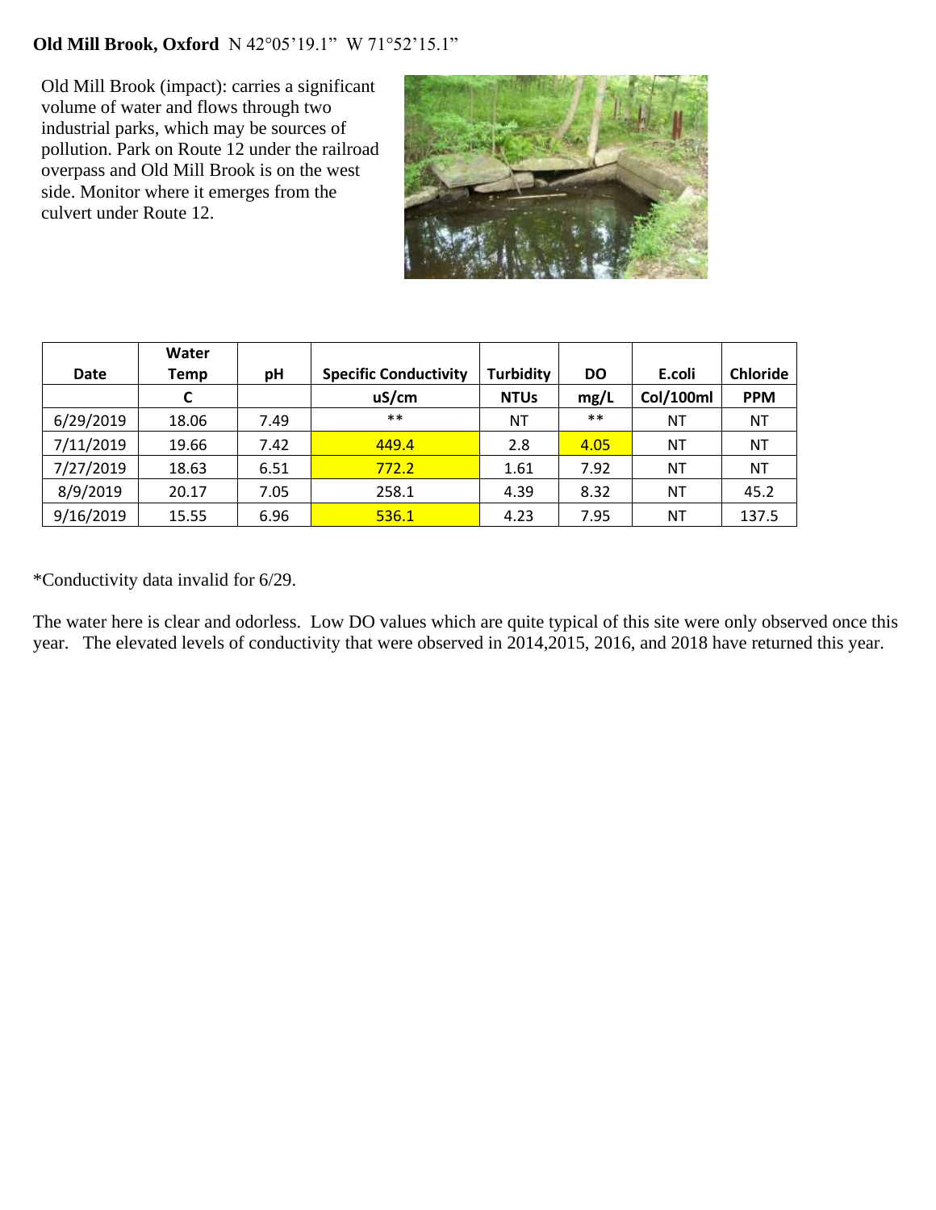**Old Mill Brook, Oxford** N 42°05'19.1" W 71°52'15.1"

Old Mill Brook (impact): carries a significant volume of water and flows through two industrial parks, which may be sources of pollution. Park on Route 12 under the railroad overpass and Old Mill Brook is on the west side. Monitor where it emerges from the culvert under Route 12.

| Date | Water Temp | pH | Specific Conductivity | Turbidity | DO | E.coli | Chloride |
|---|---|---|---|---|---|---|---|
| | C | | uS/cm | NTUs | mg/L | Col/100ml | PPM |
| 6/29/2019 | 18.06 | 7.49 | ** | NT | ** | NT | NT |
| 7/11/2019 | 19.66 | 7.42 | 449.4 | 2.8 | 4.05 | NT | NT |
| 7/27/2019 | 18.63 | 6.51 | 772.2 | 1.61 | 7.92 | NT | NT |
| 8/9/2019 | 20.17 | 7.05 | 258.1 | 4.39 | 8.32 | NT | 45.2 |
| 9/16/2019 | 15.55 | 6.96 | 536.1 | 4.23 | 7.95 | NT | 137.5 |

*Conductivity data invalid for 6/29.

The water here is clear and odorless. Low DO values which are quite typical of this site were only observed once this year. The elevated levels of conductivity that were observed in 2014,2015, 2016, and 2018 have returned this year.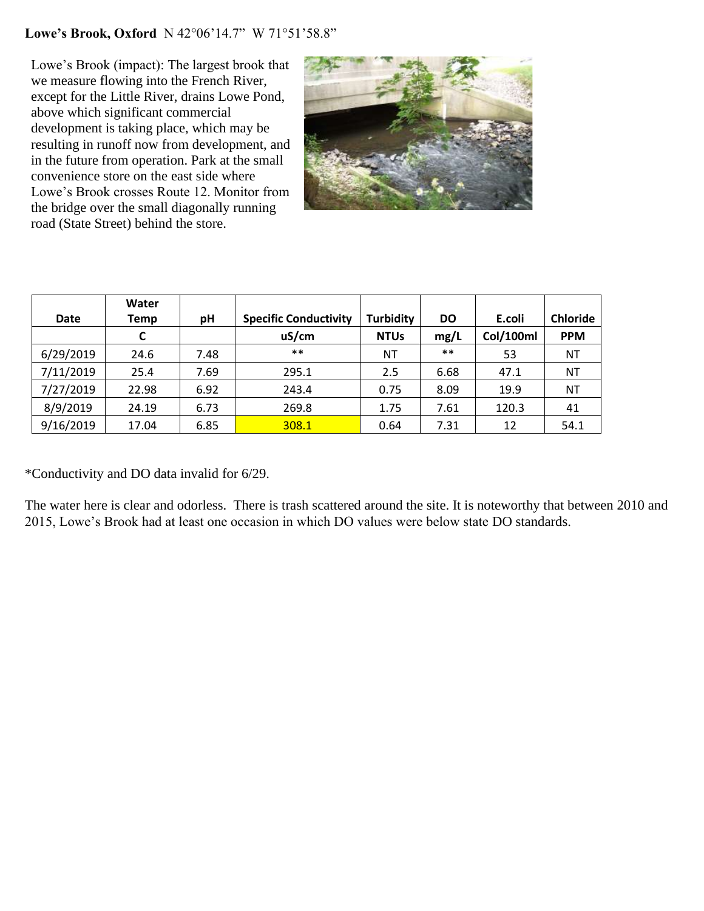**Lowe's Brook, Oxford** N 42°06'14.7" W 71°51'58.8"

Lowe's Brook (impact): The largest brook that we measure flowing into the French River, except for the Little River, drains Lowe Pond, above which significant commercial development is taking place, which may be resulting in runoff now from development, and in the future from operation. Park at the small convenience store on the east side where Lowe's Brook crosses Route 12. Monitor from the bridge over the small diagonally running road (State Street) behind the store.

| Date | Water Temp | pH | Specific Conductivity | Turbidity | DO | E.coli | Chloride |
|---|---|---|---|---|---|---|---|
| | C | | uS/cm | NTUs | mg/L | Col/100ml | PPM |
| 6/29/2019 | 24.6 | 7.48 | ** | NT | ** | 53 | NT |
| 7/11/2019 | 25.4 | 7.69 | 295.1 | 2.5 | 6.68 | 47.1 | NT |
| 7/27/2019 | 22.98 | 6.92 | 243.4 | 0.75 | 8.09 | 19.9 | NT |
| 8/9/2019 | 24.19 | 6.73 | 269.8 | 1.75 | 7.61 | 120.3 | 41 |
| 9/16/2019 | 17.04 | 6.85 | 308.1 | 0.64 | 7.31 | 12 | 54.1 |

*Conductivity and DO data invalid for 6/29.

The water here is clear and odorless. There is trash scattered around the site. It is noteworthy that between 2010 and 2015, Lowe's Brook had at least one occasion in which DO values were below state DO standards.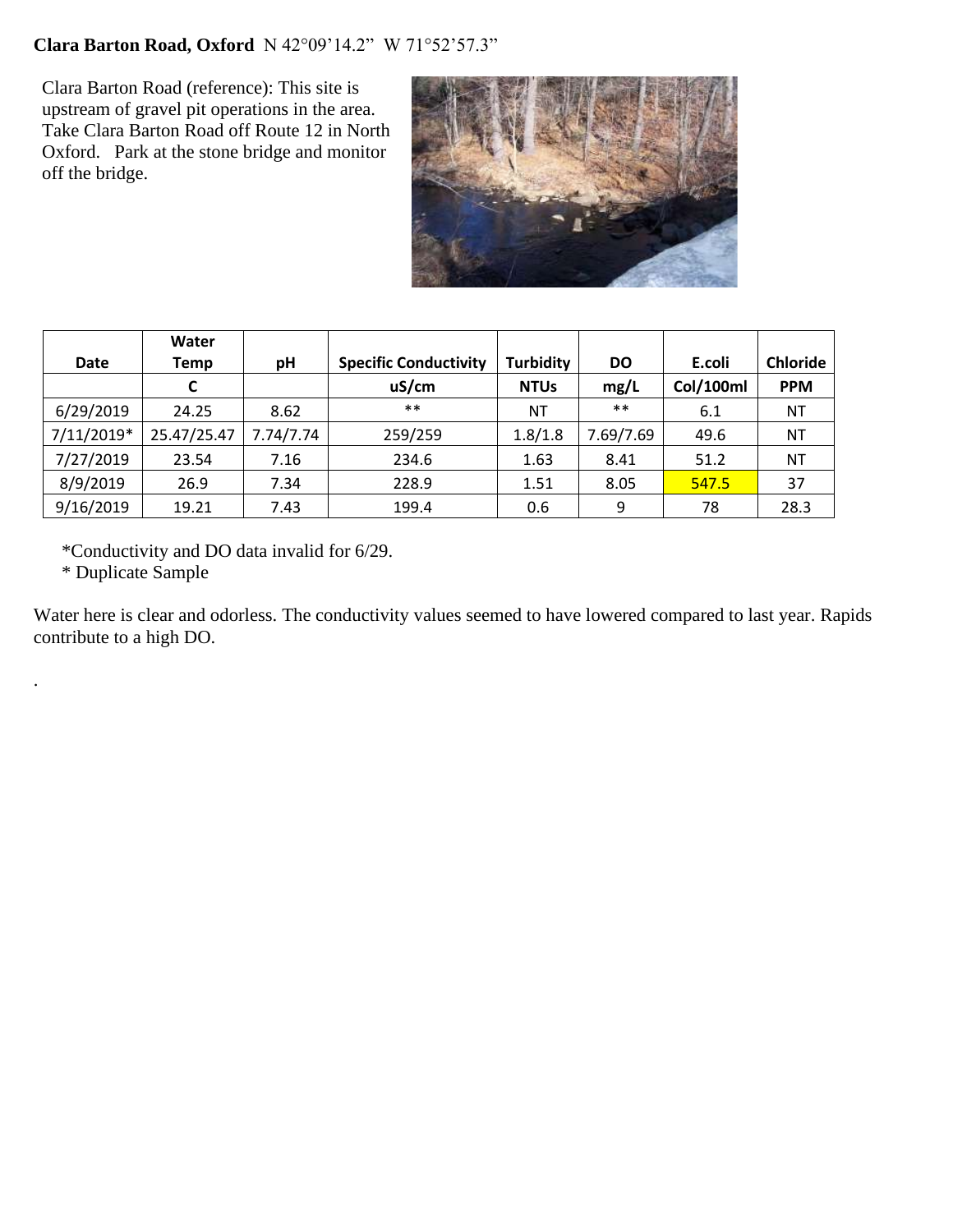**Clara Barton Road, Oxford** N 42°09'14.2" W 71°52'57.3"

Clara Barton Road (reference): This site is upstream of gravel pit operations in the area. Take Clara Barton Road off Route 12 in North Oxford. Park at the stone bridge and monitor off the bridge.

| Date | Water Temp | pH | Specific Conductivity | Turbidity | DO | E.coli | Chloride |
|---|---|---|---|---|---|---|---|
| | C | | uS/cm | NTUs | mg/L | Col/100ml | PPM |
| 6/29/2019 | 24.25 | 8.62 | ** | NT | ** | 6.1 | NT |
| 7/11/2019* | 25.47/25.47 | 7.74/7.74 | 259/259 | 1.8/1.8 | 7.69/7.69 | 49.6 | NT |
| 7/27/2019 | 23.54 | 7.16 | 234.6 | 1.63 | 8.41 | 51.2 | NT |
| 8/9/2019 | 26.9 | 7.34 | 228.9 | 1.51 | 8.05 | 547.5 | 37 |
| 9/16/2019 | 19.21 | 7.43 | 199.4 | 0.6 | 9 | 78 | 28.3 |

*Conductivity and DO data invalid for 6/29.

* Duplicate Sample

Water here is clear and odorless. The conductivity values seemed to have lowered compared to last year. Rapids contribute to a high DO.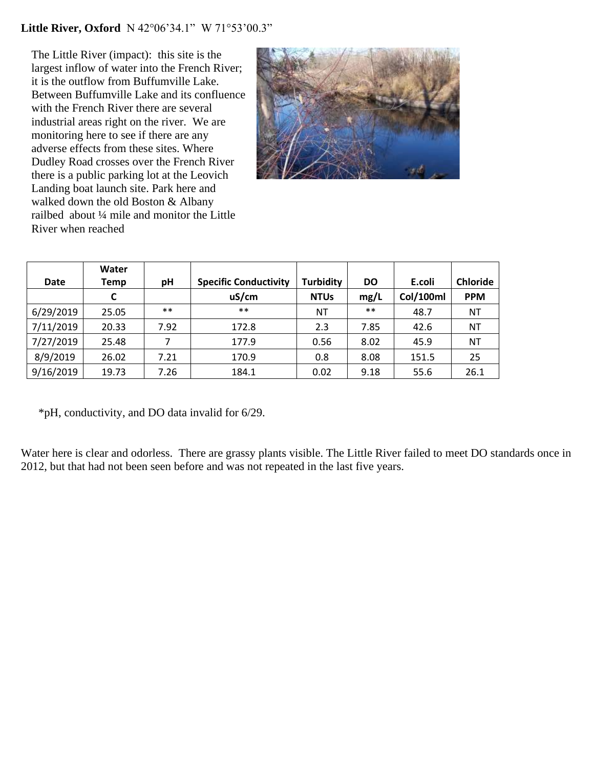**Little River, Oxford** N 42°06'34.1" W 71°53'00.3"

The Little River (impact): this site is the largest inflow of water into the French River; it is the outflow from Buffumville Lake. Between Buffumville Lake and its confluence with the French River there are several industrial areas right on the river. We are monitoring here to see if there are any adverse effects from these sites. Where Dudley Road crosses over the French River there is a public parking lot at the Leovich Landing boat launch site. Park here and walked down the old Boston & Albany railbed about ¼ mile and monitor the Little River when reached

| Date | Water Temp | pH | Specific Conductivity | Turbidity | DO | E.coli | Chloride |
|---|---|---|---|---|---|---|---|
| | C | | uS/cm | NTUs | mg/L | Col/100ml | PPM |
| 6/29/2019 | 25.05 | ** | ** | NT | ** | 48.7 | NT |
| 7/11/2019 | 20.33 | 7.92 | 172.8 | 2.3 | 7.85 | 42.6 | NT |
| 7/27/2019 | 25.48 | 7 | 177.9 | 0.56 | 8.02 | 45.9 | NT |
| 8/9/2019 | 26.02 | 7.21 | 170.9 | 0.8 | 8.08 | 151.5 | 25 |
| 9/16/2019 | 19.73 | 7.26 | 184.1 | 0.02 | 9.18 | 55.6 | 26.1 |

*pH, conductivity, and DO data invalid for 6/29.

Water here is clear and odorless. There are grassy plants visible. The Little River failed to meet DO standards once in 2012, but that had not been seen before and was not repeated in the last five years.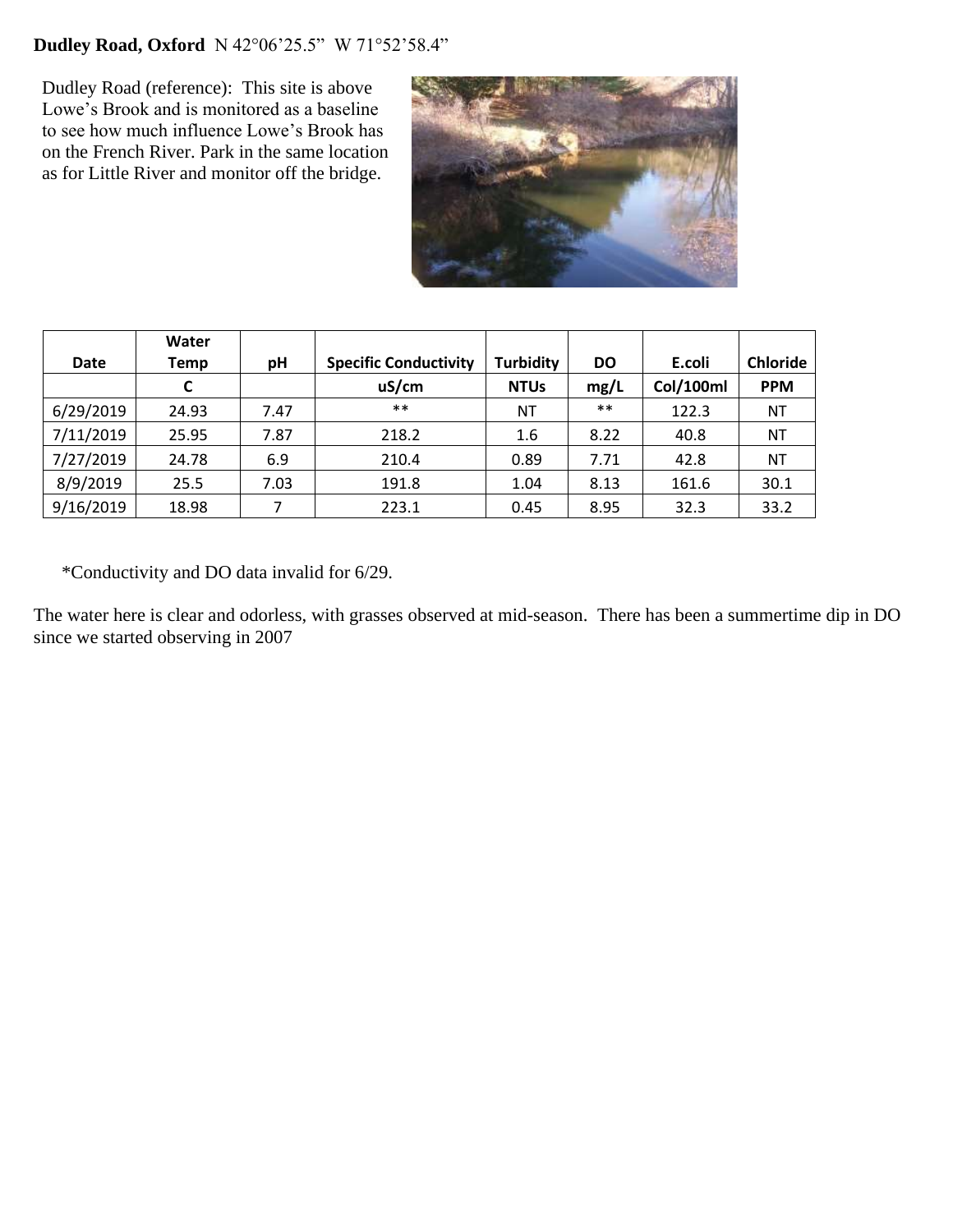**Dudley Road, Oxford** N 42°06'25.5" W 71°52'58.4"

Dudley Road (reference): This site is above Lowe's Brook and is monitored as a baseline to see how much influence Lowe's Brook has on the French River. Park in the same location as for Little River and monitor off the bridge.

| Date | Water Temp | pH | Specific Conductivity | Turbidity | DO | E.coli | Chloride |
|---|---|---|---|---|---|---|---|
| | C | | uS/cm | NTUs | mg/L | Col/100ml | PPM |
| 6/29/2019 | 24.93 | 7.47 | ** | NT | ** | 122.3 | NT |
| 7/11/2019 | 25.95 | 7.87 | 218.2 | 1.6 | 8.22 | 40.8 | NT |
| 7/27/2019 | 24.78 | 6.9 | 210.4 | 0.89 | 7.71 | 42.8 | NT |
| 8/9/2019 | 25.5 | 7.03 | 191.8 | 1.04 | 8.13 | 161.6 | 30.1 |
| 9/16/2019 | 18.98 | 7 | 223.1 | 0.45 | 8.95 | 32.3 | 33.2 |

*Conductivity and DO data invalid for 6/29.

The water here is clear and odorless, with grasses observed at mid-season. There has been a summertime dip in DO since we started observing in 2007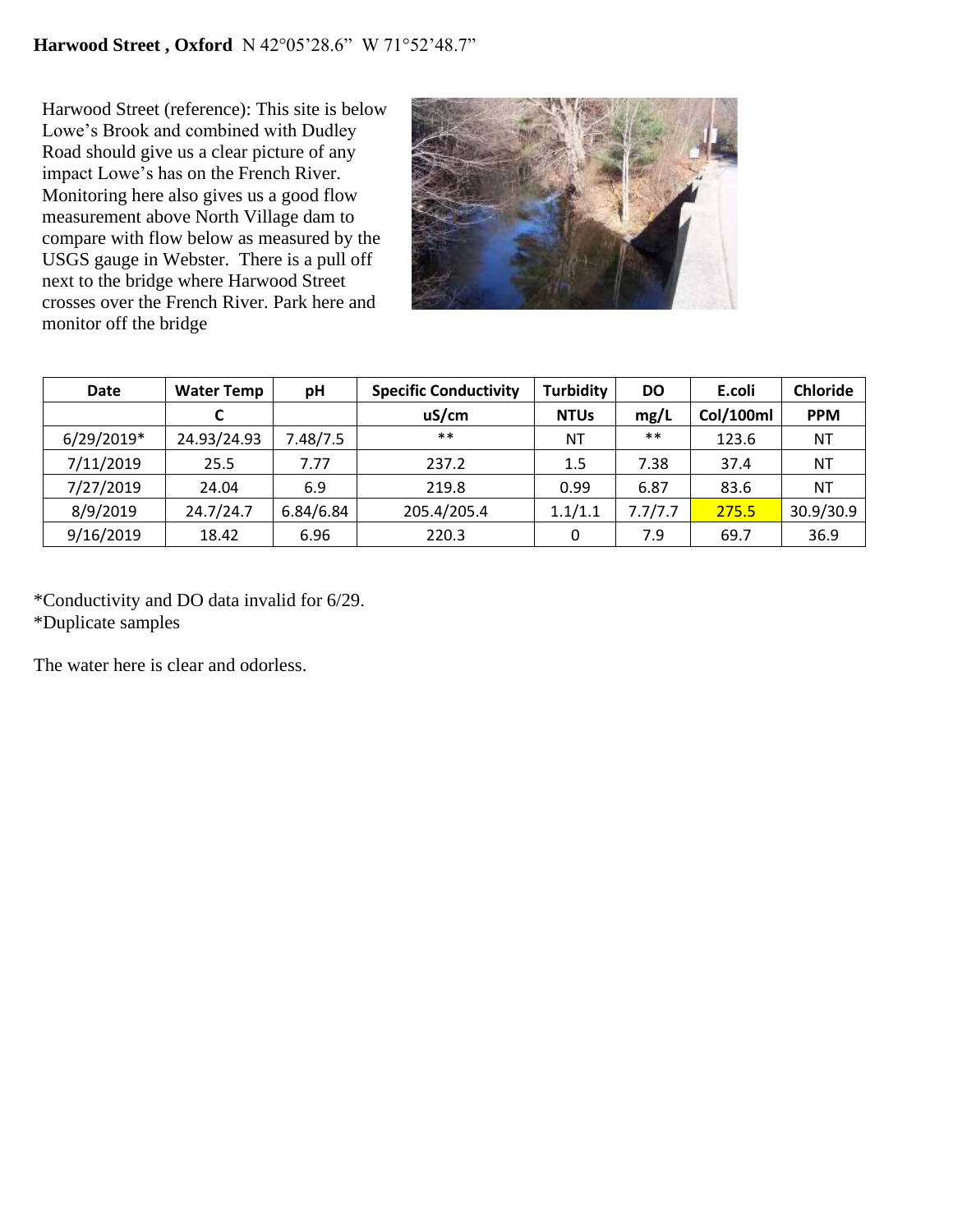**Harwood Street , Oxford** N 42°05'28.6" W 71°52'48.7"

Harwood Street (reference): This site is below Lowe's Brook and combined with Dudley Road should give us a clear picture of any impact Lowe's has on the French River. Monitoring here also gives us a good flow measurement above North Village dam to compare with flow below as measured by the USGS gauge in Webster. There is a pull off next to the bridge where Harwood Street crosses over the French River. Park here and monitor off the bridge

| Date | Water Temp | pH | Specific Conductivity | Turbidity | DO | E.coli | Chloride |
|---|---|---|---|---|---|---|---|
| | C | | uS/cm | NTUs | mg/L | Col/100ml | PPM |
| 6/29/2019* | 24.93/24.93 | 7.48/7.5 | ** | NT | ** | 123.6 | NT |
| 7/11/2019 | 25.5 | 7.77 | 237.2 | 1.5 | 7.38 | 37.4 | NT |
| 7/27/2019 | 24.04 | 6.9 | 219.8 | 0.99 | 6.87 | 83.6 | NT |
| 8/9/2019 | 24.7/24.7 | 6.84/6.84 | 205.4/205.4 | 1.1/1.1 | 7.7/7.7 | 275.5 | 30.9/30.9 |
| 9/16/2019 | 18.42 | 6.96 | 220.3 | 0 | 7.9 | 69.7 | 36.9 |

*Conductivity and DO data invalid for 6/29.
*Duplicate samples

The water here is clear and odorless.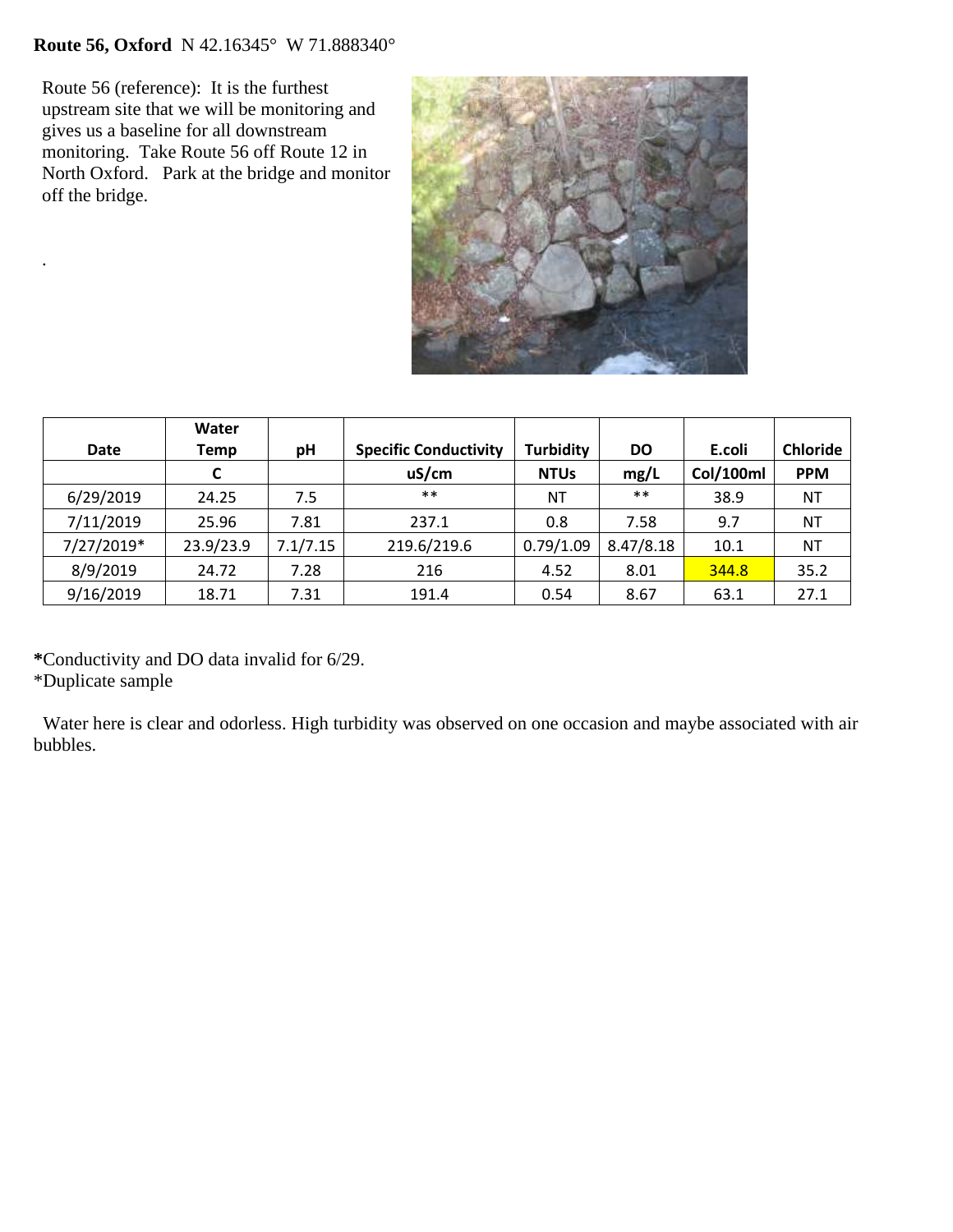**Route 56, Oxford** N 42.16345° W 71.888340°

Route 56 (reference): It is the furthest upstream site that we will be monitoring and gives us a baseline for all downstream monitoring. Take Route 56 off Route 12 in North Oxford. Park at the bridge and monitor off the bridge.

.

| Date | Water Temp | pH | Specific Conductivity | Turbidity | DO | E.coli | Chloride |
|---|---|---|---|---|---|---|---|
| | C | | uS/cm | NTUs | mg/L | Col/100ml | PPM |
| 6/29/2019 | 24.25 | 7.5 | ** | NT | ** | 38.9 | NT |
| 7/11/2019 | 25.96 | 7.81 | 237.1 | 0.8 | 7.58 | 9.7 | NT |
| 7/27/2019* | 23.9/23.9 | 7.1/7.15 | 219.6/219.6 | 0.79/1.09 | 8.47/8.18 | 10.1 | NT |
| 8/9/2019 | 24.72 | 7.28 | 216 | 4.52 | 8.01 | 344.8 | 35.2 |
| 9/16/2019 | 18.71 | 7.31 | 191.4 | 0.54 | 8.67 | 63.1 | 27.1 |

**\***Conductivity and DO data invalid for 6/29.
*Duplicate sample

Water here is clear and odorless. High turbidity was observed on one occasion and maybe associated with air bubbles.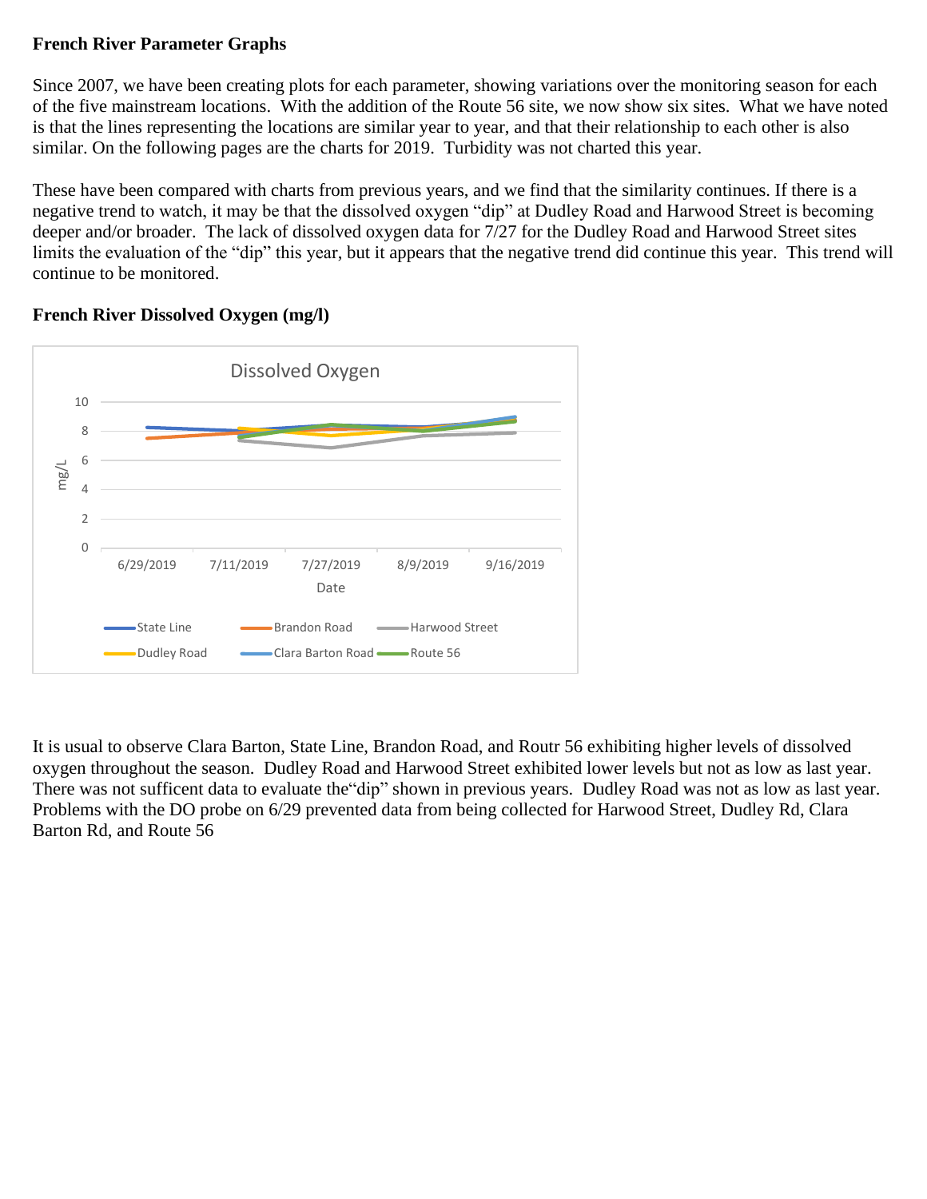**French River Parameter Graphs**

Since 2007, we have been creating plots for each parameter, showing variations over the monitoring season for each of the five mainstream locations. With the addition of the Route 56 site, we now show six sites. What we have noted is that the lines representing the locations are similar year to year, and that their relationship to each other is also similar. On the following pages are the charts for 2019. Turbidity was not charted this year.

These have been compared with charts from previous years, and we find that the similarity continues. If there is a negative trend to watch, it may be that the dissolved oxygen "dip" at Dudley Road and Harwood Street is becoming deeper and/or broader. The lack of dissolved oxygen data for 7/27 for the Dudley Road and Harwood Street sites limits the evaluation of the "dip" this year, but it appears that the negative trend did continue this year. This trend will continue to be monitored.

**French River Dissolved Oxygen (mg/l)**

It is usual to observe Clara Barton, State Line, Brandon Road, and Routr 56 exhibiting higher levels of dissolved oxygen throughout the season. Dudley Road and Harwood Street exhibited lower levels but not as low as last year. There was not sufficent data to evaluate the"dip" shown in previous years. Dudley Road was not as low as last year. Problems with the DO probe on 6/29 prevented data from being collected for Harwood Street, Dudley Rd, Clara Barton Rd, and Route 56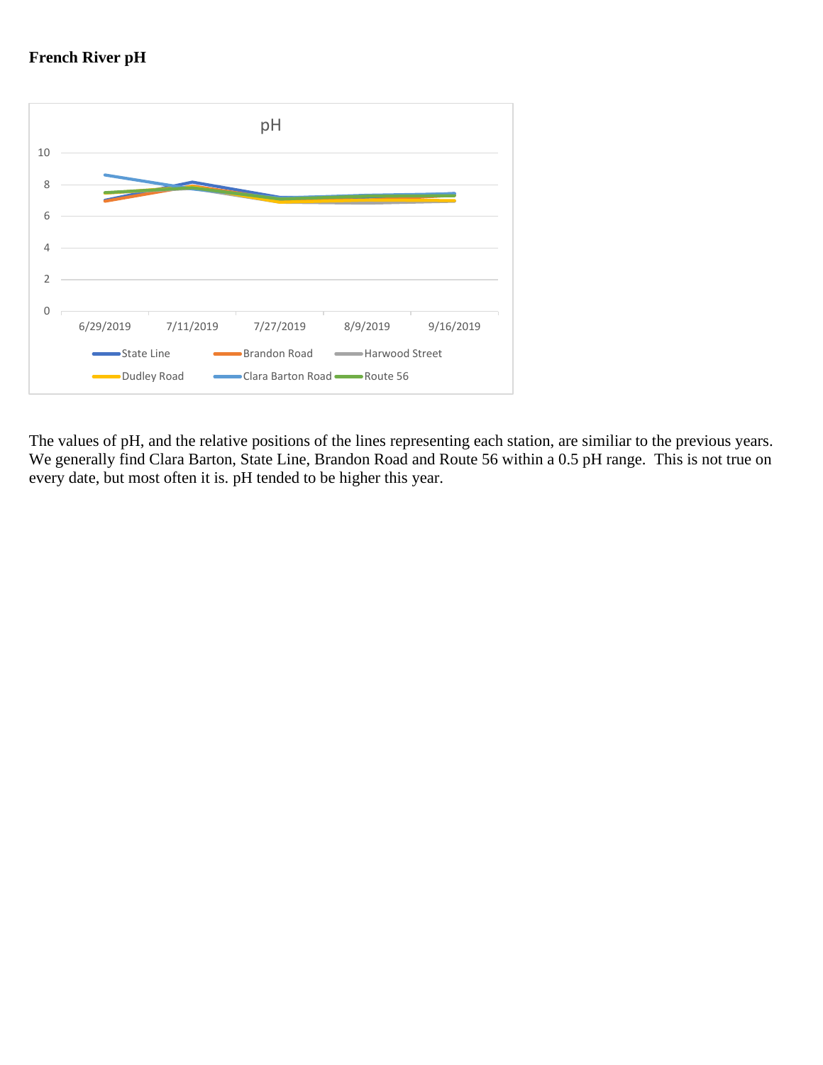**French River pH**

The values of pH, and the relative positions of the lines representing each station, are similiar to the previous years. We generally find Clara Barton, State Line, Brandon Road and Route 56 within a 0.5 pH range. This is not true on every date, but most often it is. pH tended to be higher this year.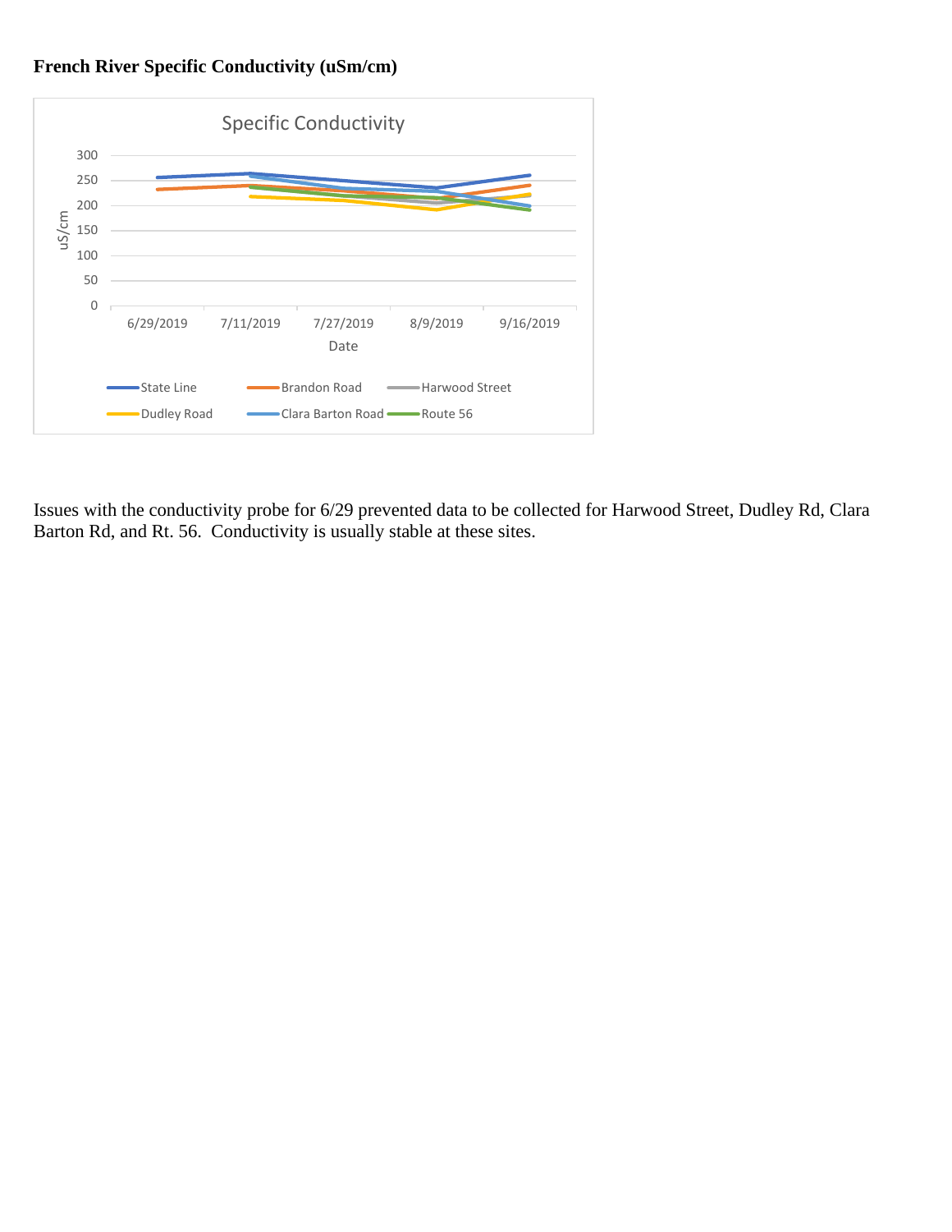**French River Specific Conductivity (uSm/cm)**

Issues with the conductivity probe for 6/29 prevented data to be collected for Harwood Street, Dudley Rd, Clara Barton Rd, and Rt. 56. Conductivity is usually stable at these sites.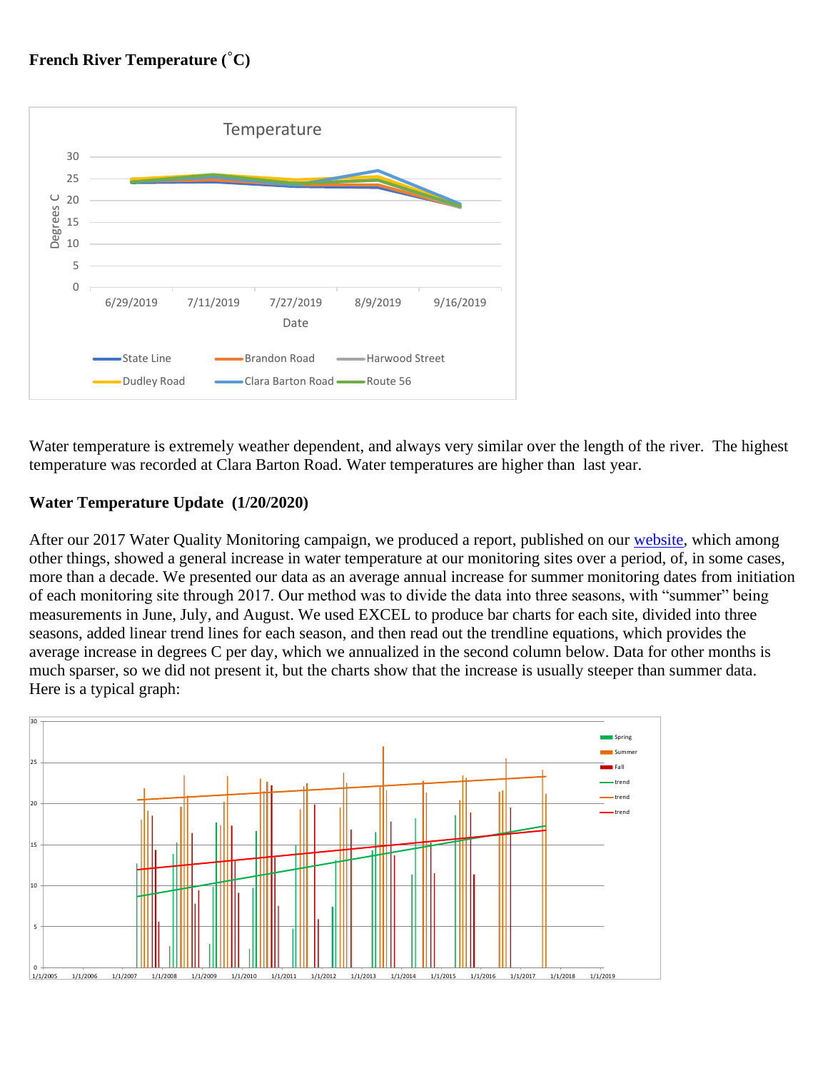**French River Temperature (˚C)**

Water temperature is extremely weather dependent, and always very similar over the length of the river. The highest temperature was recorded at Clara Barton Road. Water temperatures are higher than last year.

**Water Temperature Update (1/20/2020)**

After our 2017 Water Quality Monitoring campaign, we produced a report, published on our website, which among other things, showed a general increase in water temperature at our monitoring sites over a period, of, in some cases, more than a decade. We presented our data as an average annual increase for summer monitoring dates from initiation of each monitoring site through 2017. Our method was to divide the data into three seasons, with "summer" being measurements in June, July, and August. We used EXCEL to produce bar charts for each site, divided into three seasons, added linear trend lines for each season, and then read out the trendline equations, which provides the average increase in degrees C per day, which we annualized in the second column below. Data for other months is much sparser, so we did not present it, but the charts show that the increase is usually steeper than summer data. Here is a typical graph: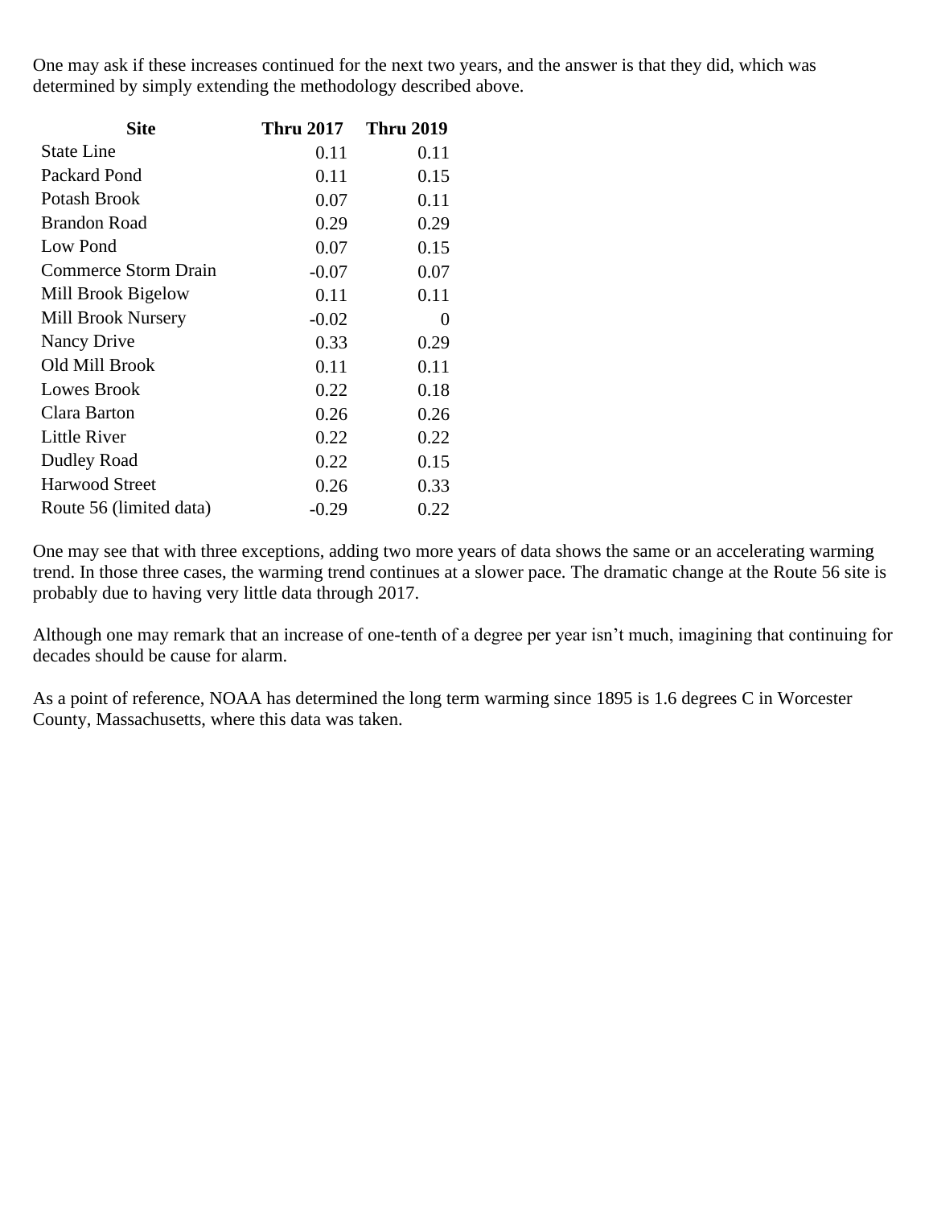One may ask if these increases continued for the next two years, and the answer is that they did, which was determined by simply extending the methodology described above.

| Site | Thru 2017 | Thru 2019 |
|---|---|---|
| State Line | 0.11 | 0.11 |
| Packard Pond | 0.11 | 0.15 |
| Potash Brook | 0.07 | 0.11 |
| Brandon Road | 0.29 | 0.29 |
| Low Pond | 0.07 | 0.15 |
| Commerce Storm Drain | -0.07 | 0.07 |
| Mill Brook Bigelow | 0.11 | 0.11 |
| Mill Brook Nursery | -0.02 | 0 |
| Nancy Drive | 0.33 | 0.29 |
| Old Mill Brook | 0.11 | 0.11 |
| Lowes Brook | 0.22 | 0.18 |
| Clara Barton | 0.26 | 0.26 |
| Little River | 0.22 | 0.22 |
| Dudley Road | 0.22 | 0.15 |
| Harwood Street | 0.26 | 0.33 |
| Route 56 (limited data) | -0.29 | 0.22 |

One may see that with three exceptions, adding two more years of data shows the same or an accelerating warming trend. In those three cases, the warming trend continues at a slower pace. The dramatic change at the Route 56 site is probably due to having very little data through 2017.

Although one may remark that an increase of one-tenth of a degree per year isn't much, imagining that continuing for decades should be cause for alarm.

As a point of reference, NOAA has determined the long term warming since 1895 is 1.6 degrees C in Worcester County, Massachusetts, where this data was taken.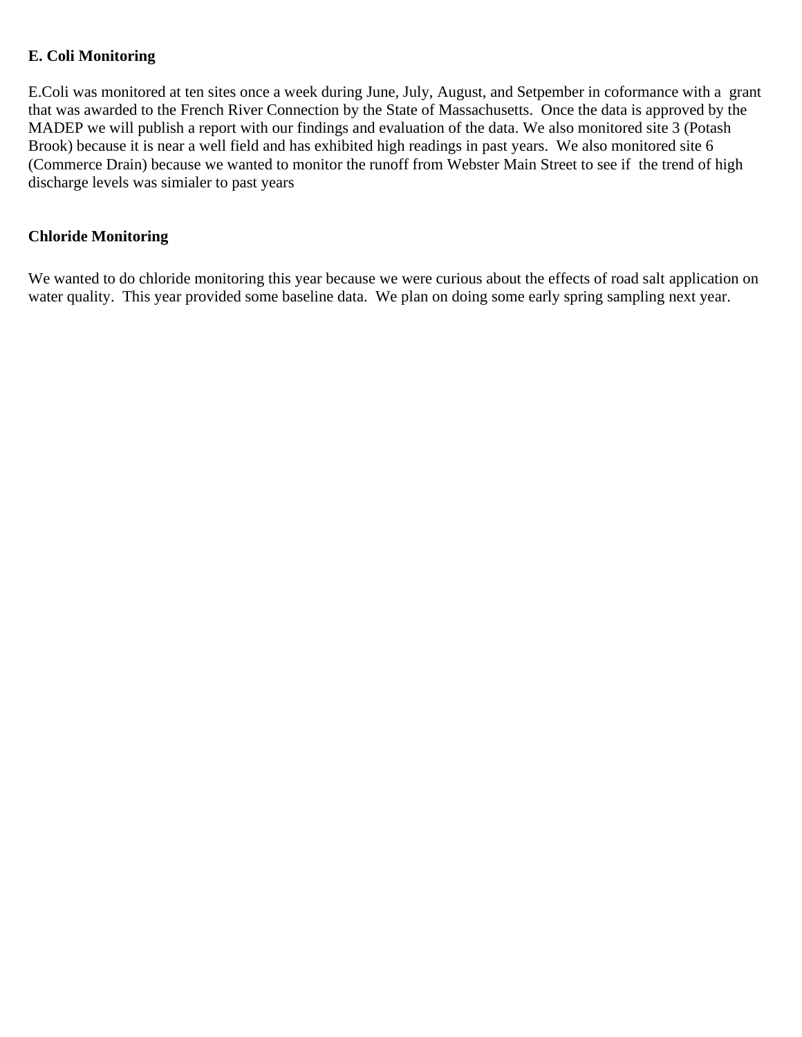**E. Coli Monitoring**

E.Coli was monitored at ten sites once a week during June, July, August, and Setpember in coformance with a grant that was awarded to the French River Connection by the State of Massachusetts. Once the data is approved by the MADEP we will publish a report with our findings and evaluation of the data. We also monitored site 3 (Potash Brook) because it is near a well field and has exhibited high readings in past years. We also monitored site 6 (Commerce Drain) because we wanted to monitor the runoff from Webster Main Street to see if the trend of high discharge levels was simialer to past years

**Chloride Monitoring**

We wanted to do chloride monitoring this year because we were curious about the effects of road salt application on water quality. This year provided some baseline data. We plan on doing some early spring sampling next year.